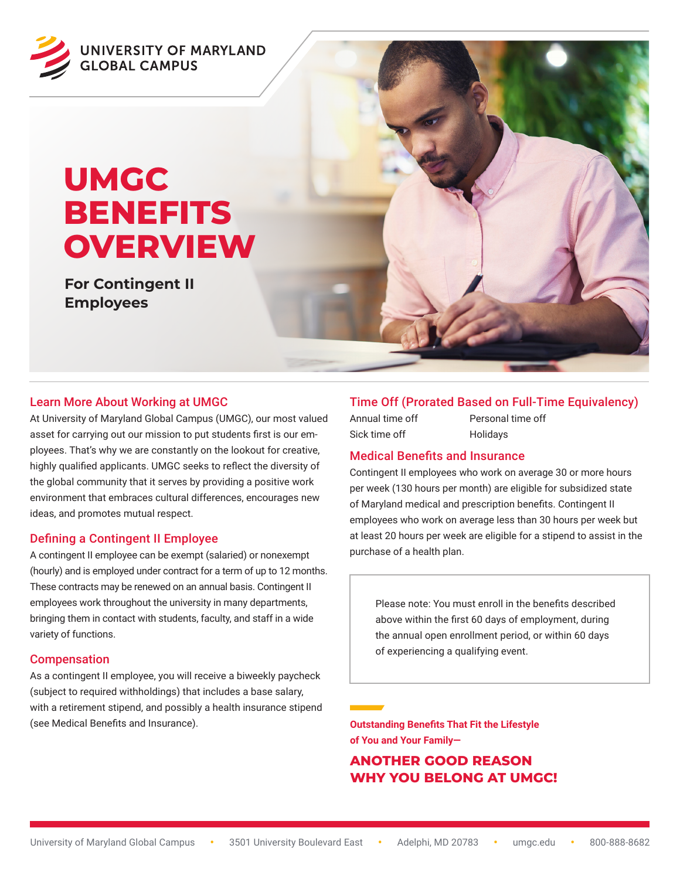UNIVERSITY OF MARYLAND GLOBAL CAMPUS

# UMGC BENEFITS OVERVIEW

**For Contingent II Employees**

## Learn More About Working at UMGC

At University of Maryland Global Campus (UMGC), our most valued asset for carrying out our mission to put students first is our employees. That's why we are constantly on the lookout for creative, highly qualified applicants. UMGC seeks to reflect the diversity of the global community that it serves by providing a positive work environment that embraces cultural differences, encourages new ideas, and promotes mutual respect.

## Defining a Contingent II Employee

A contingent II employee can be exempt (salaried) or nonexempt (hourly) and is employed under contract for a term of up to 12 months. These contracts may be renewed on an annual basis. Contingent II employees work throughout the university in many departments, bringing them in contact with students, faculty, and staff in a wide variety of functions.

## Compensation

As a contingent II employee, you will receive a biweekly paycheck (subject to required withholdings) that includes a base salary, with a retirement stipend, and possibly a health insurance stipend (see Medical Benefits and Insurance).

## Time Off (Prorated Based on Full-Time Equivalency)

- Annual time off
- Sick time off
- Personal time off
- Holidays

## Medical Benefits and Insurance

Contingent II employees who work on average 30 or more hours per week (130 hours per month) are eligible for subsidized state of Maryland medical and prescription benefits. Contingent II employees who work on average less than 30 hours per week but at least 20 hours per week are eligible for a stipend to assist in the purchase of a health plan.

> Please note: You must enroll in the benefits described above within the first 60 days of employment, during the annual open enrollment period, or within 60 days of experiencing a qualifying event.

**Outstanding Benefits That Fit the Lifestyle of You and Your Family—**

**ANOTHER GOOD REASON WHY YOU BELONG AT UMGC!**

University of Maryland Global Campus • 3501 University Boulevard East • Adelphi, MD 20783 • umgc.edu • 800-888-8682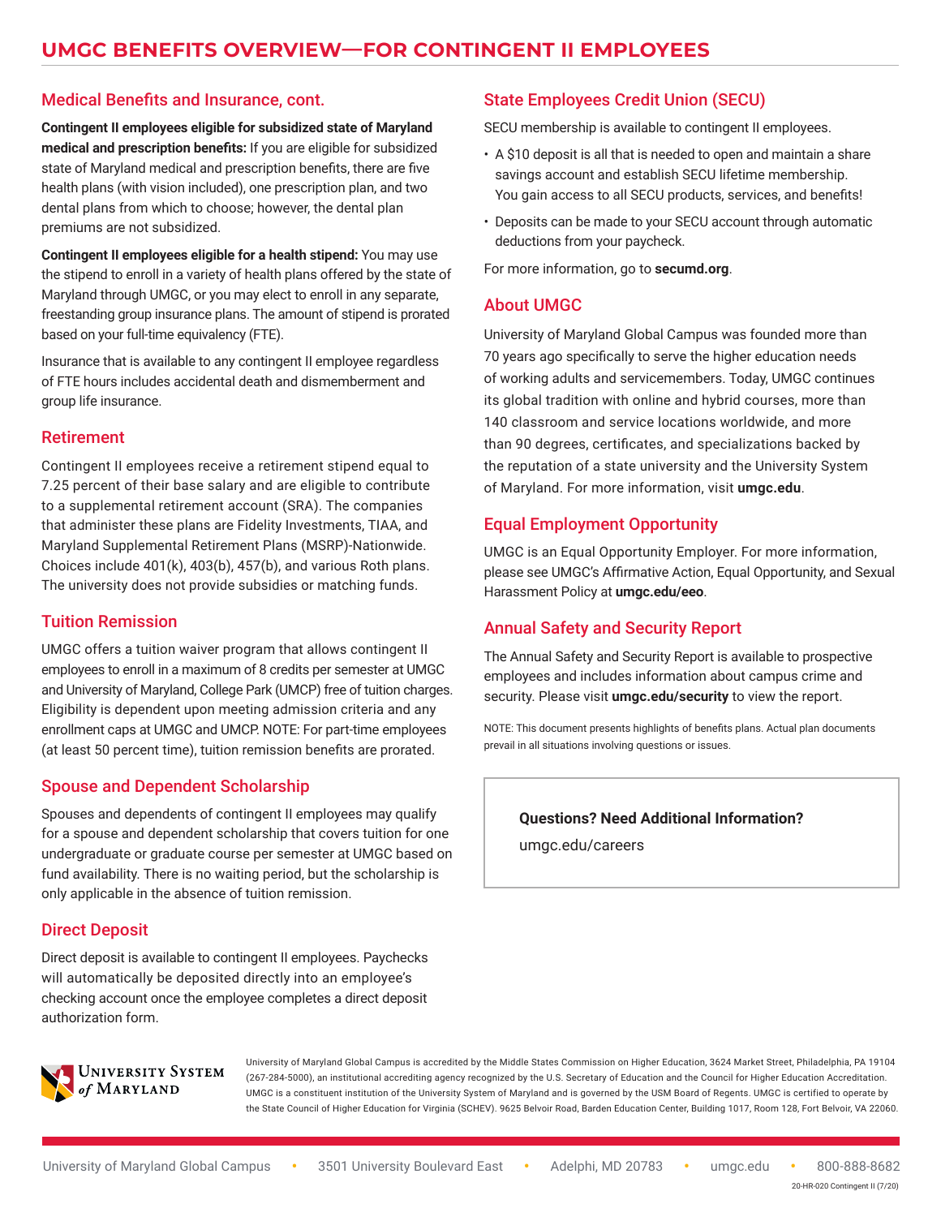# UMGC BENEFITS OVERVIEW—FOR CONTINGENT II EMPLOYEES

## Medical Benefits and Insurance, cont.

**Contingent II employees eligible for subsidized state of Maryland medical and prescription benefits:** If you are eligible for subsidized state of Maryland medical and prescription benefits, there are five health plans (with vision included), one prescription plan, and two dental plans from which to choose; however, the dental plan premiums are not subsidized.

**Contingent II employees eligible for a health stipend:** You may use the stipend to enroll in a variety of health plans offered by the state of Maryland through UMGC, or you may elect to enroll in any separate, freestanding group insurance plans. The amount of stipend is prorated based on your full-time equivalency (FTE).

Insurance that is available to any contingent II employee regardless of FTE hours includes accidental death and dismemberment and group life insurance.

## Retirement

Contingent II employees receive a retirement stipend equal to 7.25 percent of their base salary and are eligible to contribute to a supplemental retirement account (SRA). The companies that administer these plans are Fidelity Investments, TIAA, and Maryland Supplemental Retirement Plans (MSRP)-Nationwide. Choices include 401(k), 403(b), 457(b), and various Roth plans. The university does not provide subsidies or matching funds.

## Tuition Remission

UMGC offers a tuition waiver program that allows contingent II employees to enroll in a maximum of 8 credits per semester at UMGC and University of Maryland, College Park (UMCP) free of tuition charges. Eligibility is dependent upon meeting admission criteria and any enrollment caps at UMGC and UMCP. NOTE: For part-time employees (at least 50 percent time), tuition remission benefits are prorated.

## Spouse and Dependent Scholarship

Spouses and dependents of contingent II employees may qualify for a spouse and dependent scholarship that covers tuition for one undergraduate or graduate course per semester at UMGC based on fund availability. There is no waiting period, but the scholarship is only applicable in the absence of tuition remission.

## Direct Deposit

Direct deposit is available to contingent II employees. Paychecks will automatically be deposited directly into an employee's checking account once the employee completes a direct deposit authorization form.

## State Employees Credit Union (SECU)

SECU membership is available to contingent II employees.

- A $10 deposit is all that is needed to open and maintain a share savings account and establish SECU lifetime membership. You gain access to all SECU products, services, and benefits!
- Deposits can be made to your SECU account through automatic deductions from your paycheck.

For more information, go to **secumd.org**.

## About UMGC

University of Maryland Global Campus was founded more than 70 years ago specifically to serve the higher education needs of working adults and servicemembers. Today, UMGC continues its global tradition with online and hybrid courses, more than 140 classroom and service locations worldwide, and more than 90 degrees, certificates, and specializations backed by the reputation of a state university and the University System of Maryland. For more information, visit **umgc.edu**.

## Equal Employment Opportunity

UMGC is an Equal Opportunity Employer. For more information, please see UMGC's Affirmative Action, Equal Opportunity, and Sexual Harassment Policy at **umgc.edu/eeo**.

## Annual Safety and Security Report

The Annual Safety and Security Report is available to prospective employees and includes information about campus crime and security. Please visit **umgc.edu/security** to view the report.

NOTE: This document presents highlights of benefits plans. Actual plan documents prevail in all situations involving questions or issues.

**Questions? Need Additional Information?**

umgc.edu/careers

University System of Maryland

University of Maryland Global Campus is accredited by the Middle States Commission on Higher Education, 3624 Market Street, Philadelphia, PA 19104 (267-284-5000), an institutional accrediting agency recognized by the U.S. Secretary of Education and the Council for Higher Education Accreditation. UMGC is a constituent institution of the University System of Maryland and is governed by the USM Board of Regents. UMGC is certified to operate by the State Council of Higher Education for Virginia (SCHEV). 9625 Belvoir Road, Barden Education Center, Building 1017, Room 128, Fort Belvoir, VA 22060.

University of Maryland Global Campus • 3501 University Boulevard East • Adelphi, MD 20783 • umgc.edu • 800-888-8682

20-HR-020 Contingent II (7/20)